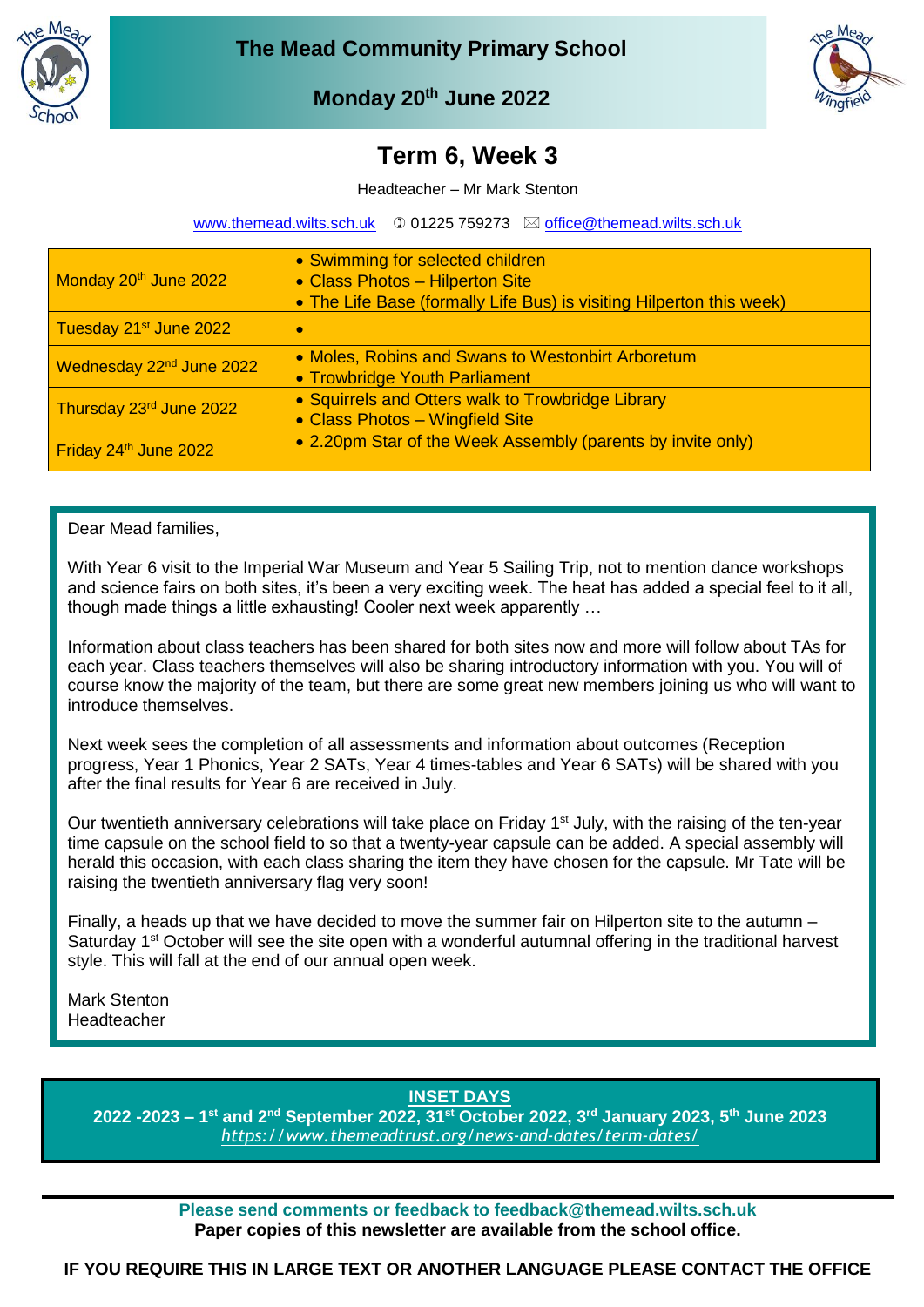# The Mead Community Primary School

**Monday 20th June 2022**

## Term 6, Week 3

Headteacher – Mr Mark Stenton

www.themead.wilts.sch.uk ✆ 01225 759273 ✉ office@themead.wilts.sch.uk

| | |
|---|---|
| Monday 20th June 2022 | • Swimming for selected children<br>• Class Photos – Hilperton Site<br>• The Life Base (formally Life Bus) is visiting Hilperton this week) |
| Tuesday 21st June 2022 | • |
| Wednesday 22nd June 2022 | • Moles, Robins and Swans to Westonbirt Arboretum<br>• Trowbridge Youth Parliament |
| Thursday 23rd June 2022 | • Squirrels and Otters walk to Trowbridge Library<br>• Class Photos – Wingfield Site |
| Friday 24th June 2022 | • 2.20pm Star of the Week Assembly (parents by invite only) |

Dear Mead families,

With Year 6 visit to the Imperial War Museum and Year 5 Sailing Trip, not to mention dance workshops and science fairs on both sites, it's been a very exciting week. The heat has added a special feel to it all, though made things a little exhausting! Cooler next week apparently …

Information about class teachers has been shared for both sites now and more will follow about TAs for each year. Class teachers themselves will also be sharing introductory information with you. You will of course know the majority of the team, but there are some great new members joining us who will want to introduce themselves.

Next week sees the completion of all assessments and information about outcomes (Reception progress, Year 1 Phonics, Year 2 SATs, Year 4 times-tables and Year 6 SATs) will be shared with you after the final results for Year 6 are received in July.

Our twentieth anniversary celebrations will take place on Friday 1st July, with the raising of the ten-year time capsule on the school field to so that a twenty-year capsule can be added. A special assembly will herald this occasion, with each class sharing the item they have chosen for the capsule. Mr Tate will be raising the twentieth anniversary flag very soon!

Finally, a heads up that we have decided to move the summer fair on Hilperton site to the autumn – Saturday 1st October will see the site open with a wonderful autumnal offering in the traditional harvest style. This will fall at the end of our annual open week.

Mark Stenton
Headteacher

**INSET DAYS**

**2022 -2023 – 1st and 2nd September 2022, 31st October 2022, 3rd January 2023, 5th June 2023**

*https://www.themeadtrust.org/news-and-dates/term-dates/*

**Please send comments or feedback to feedback@themead.wilts.sch.uk**

**Paper copies of this newsletter are available from the school office.**

**IF YOU REQUIRE THIS IN LARGE TEXT OR ANOTHER LANGUAGE PLEASE CONTACT THE OFFICE**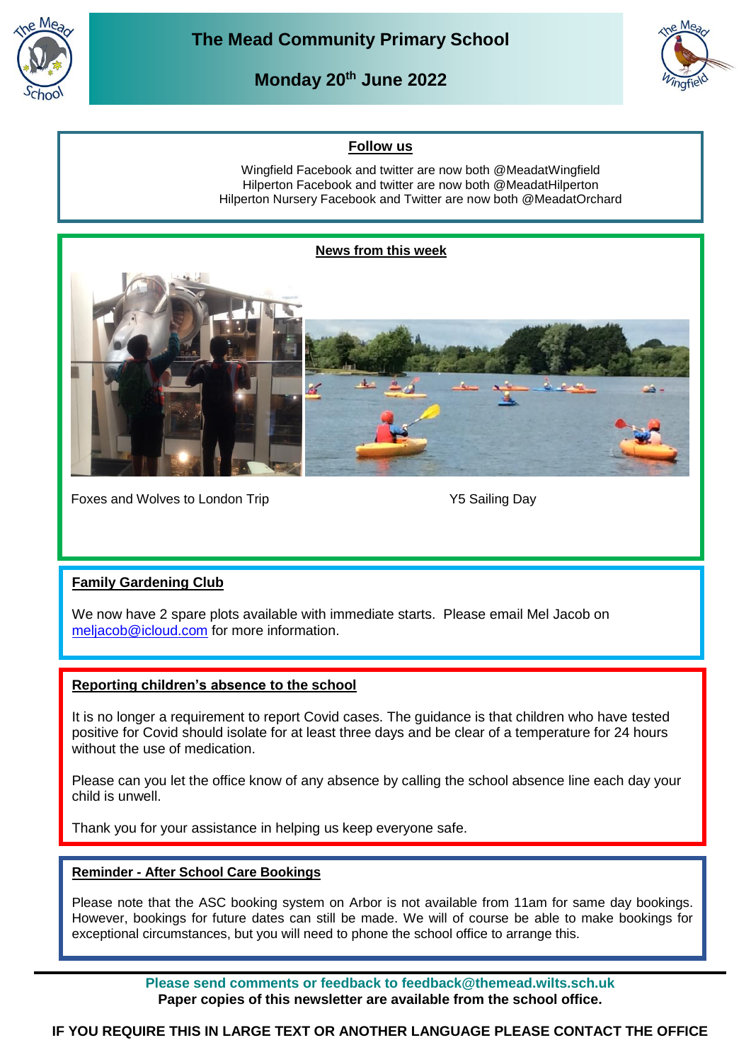# The Mead Community Primary School

## Monday 20th June 2022

### Follow us

Wingfield Facebook and twitter are now both @MeadatWingfield
Hilperton Facebook and twitter are now both @MeadatHilperton
Hilperton Nursery Facebook and Twitter are now both @MeadatOrchard

### News from this week

Foxes and Wolves to London Trip

Y5 Sailing Day

### Family Gardening Club

We now have 2 spare plots available with immediate starts. Please email Mel Jacob on meljacob@icloud.com for more information.

### Reporting children's absence to the school

It is no longer a requirement to report Covid cases. The guidance is that children who have tested positive for Covid should isolate for at least three days and be clear of a temperature for 24 hours without the use of medication.

Please can you let the office know of any absence by calling the school absence line each day your child is unwell.

Thank you for your assistance in helping us keep everyone safe.

### Reminder - After School Care Bookings

Please note that the ASC booking system on Arbor is not available from 11am for same day bookings. However, bookings for future dates can still be made. We will of course be able to make bookings for exceptional circumstances, but you will need to phone the school office to arrange this.

**Please send comments or feedback to feedback@themead.wilts.sch.uk**
**Paper copies of this newsletter are available from the school office.**

**IF YOU REQUIRE THIS IN LARGE TEXT OR ANOTHER LANGUAGE PLEASE CONTACT THE OFFICE**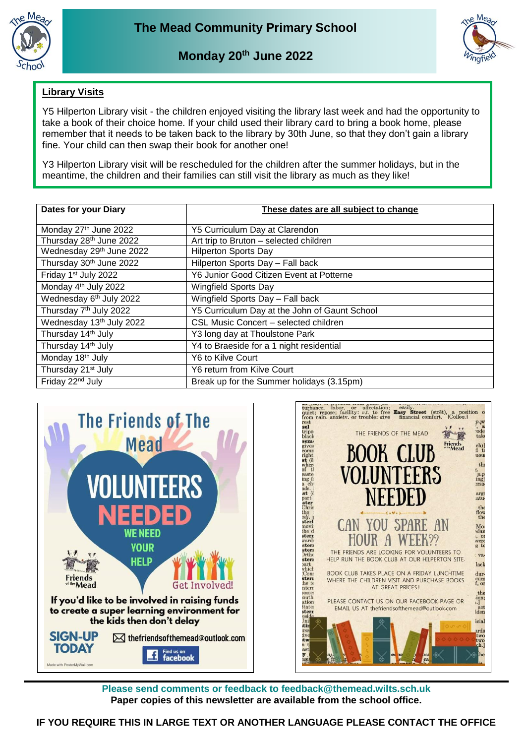# The Mead Community Primary School

## Monday 20th June 2022

### Library Visits

Y5 Hilperton Library visit - the children enjoyed visiting the library last week and had the opportunity to take a book of their choice home. If your child used their library card to bring a book home, please remember that it needs to be taken back to the library by 30th June, so that they don't gain a library fine. Your child can then swap their book for another one!

Y3 Hilperton Library visit will be rescheduled for the children after the summer holidays, but in the meantime, the children and their families can still visit the library as much as they like!

| Dates for your Diary | These dates are all subject to change |
|---|---|
| Monday 27th June 2022 | Y5 Curriculum Day at Clarendon |
| Thursday 28th June 2022 | Art trip to Bruton – selected children |
| Wednesday 29th June 2022 | Hilperton Sports Day |
| Thursday 30th June 2022 | Hilperton Sports Day – Fall back |
| Friday 1st July 2022 | Y6 Junior Good Citizen Event at Potterne |
| Monday 4th July 2022 | Wingfield Sports Day |
| Wednesday 6th July 2022 | Wingfield Sports Day – Fall back |
| Thursday 7th July 2022 | Y5 Curriculum Day at the John of Gaunt School |
| Wednesday 13th July 2022 | CSL Music Concert – selected children |
| Thursday 14th July | Y3 long day at Thoulstone Park |
| Thursday 14th July | Y4 to Braeside for a 1 night residential |
| Monday 18th July | Y6 to Kilve Court |
| Thursday 21st July | Y6 return from Kilve Court |
| Friday 22nd July | Break up for the Summer holidays (3.15pm) |

The Friends of The Mead

VOLUNTEERS NEEDED

WE NEED YOUR HELP

Get Involved!

If you'd like to be involved in raising funds to create a super learning environment for the kids then don't delay

SIGN-UP TODAY

thefriendsofthemead@outlook.com

Find us on facebook

THE FRIENDS OF THE MEAD

BOOK CLUB VOLUNTEERS NEEDED

CAN YOU SPARE AN HOUR A WEEK??

THE FRIENDS ARE LOOKING FOR VOLUNTEERS TO HELP RUN THE BOOK CLUB AT OUR HILPERTON SITE.

BOOK CLUB TAKES PLACE ON A FRIDAY LUNCHTIME WHERE THE CHILDREN VISIT AND PURCHASE BOOKS AT GREAT PRICES!

PLEASE CONTACT US ON OUR FACEBOOK PAGE OR EMAIL US AT thefriendsofthemead@outlook.com

**Please send comments or feedback to feedback@themead.wilts.sch.uk**
**Paper copies of this newsletter are available from the school office.**

**IF YOU REQUIRE THIS IN LARGE TEXT OR ANOTHER LANGUAGE PLEASE CONTACT THE OFFICE**